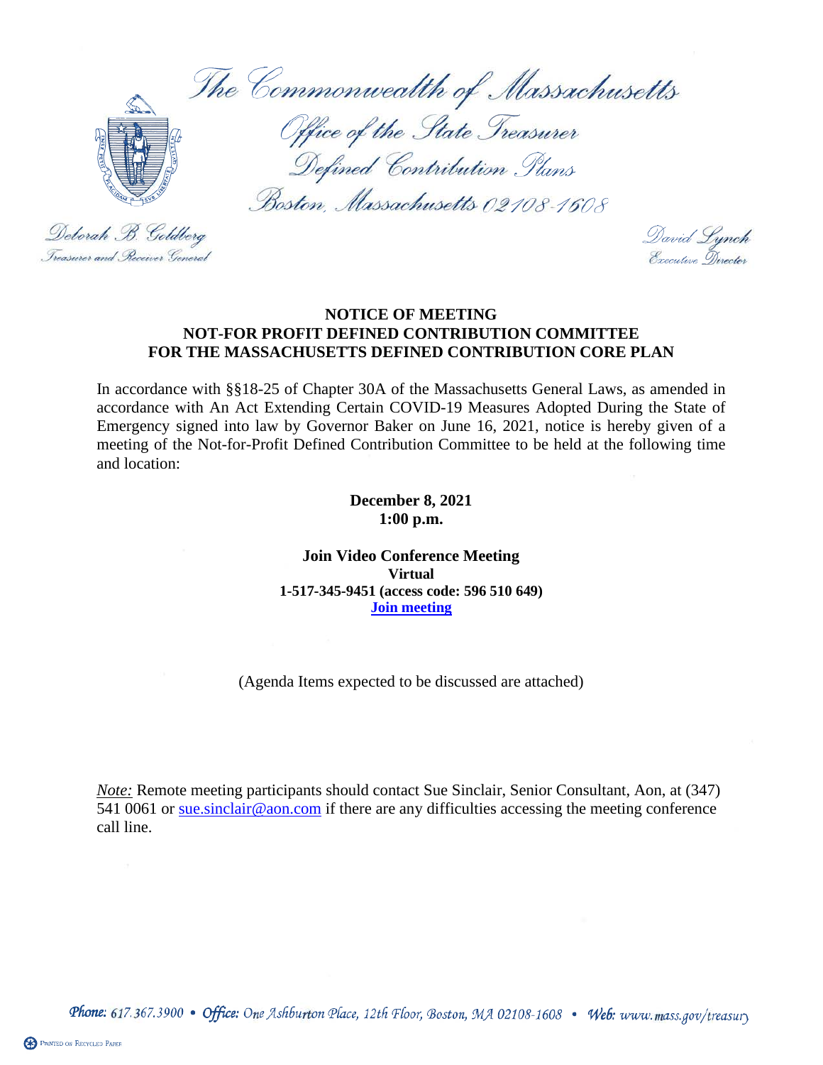The Commonwealth of Massachusetts

Office of the State Treasurer

Defined Contribution Plans

Boston, Massachusetts 02108-1608

Deborah B. Goldberg
Treasurer and Receiver General

David Lynch
Executive Director

**NOTICE OF MEETING**
**NOT-FOR PROFIT DEFINED CONTRIBUTION COMMITTEE**
**FOR THE MASSACHUSETTS DEFINED CONTRIBUTION CORE PLAN**

In accordance with §§18-25 of Chapter 30A of the Massachusetts General Laws, as amended in accordance with An Act Extending Certain COVID-19 Measures Adopted During the State of Emergency signed into law by Governor Baker on June 16, 2021, notice is hereby given of a meeting of the Not-for-Profit Defined Contribution Committee to be held at the following time and location:

**December 8, 2021**
**1:00 p.m.**

**Join Video Conference Meeting**
**Virtual**
**1-517-345-9451 (access code: 596 510 649)**
**Join meeting**

(Agenda Items expected to be discussed are attached)

*Note:* Remote meeting participants should contact Sue Sinclair, Senior Consultant, Aon, at (347) 541 0061 or sue.sinclair@aon.com if there are any difficulties accessing the meeting conference call line.

Phone: 617.367.3900 • Office: One Ashburton Place, 12th Floor, Boston, MA 02108-1608 • Web: www.mass.gov/treasury

Printed on Recycled Paper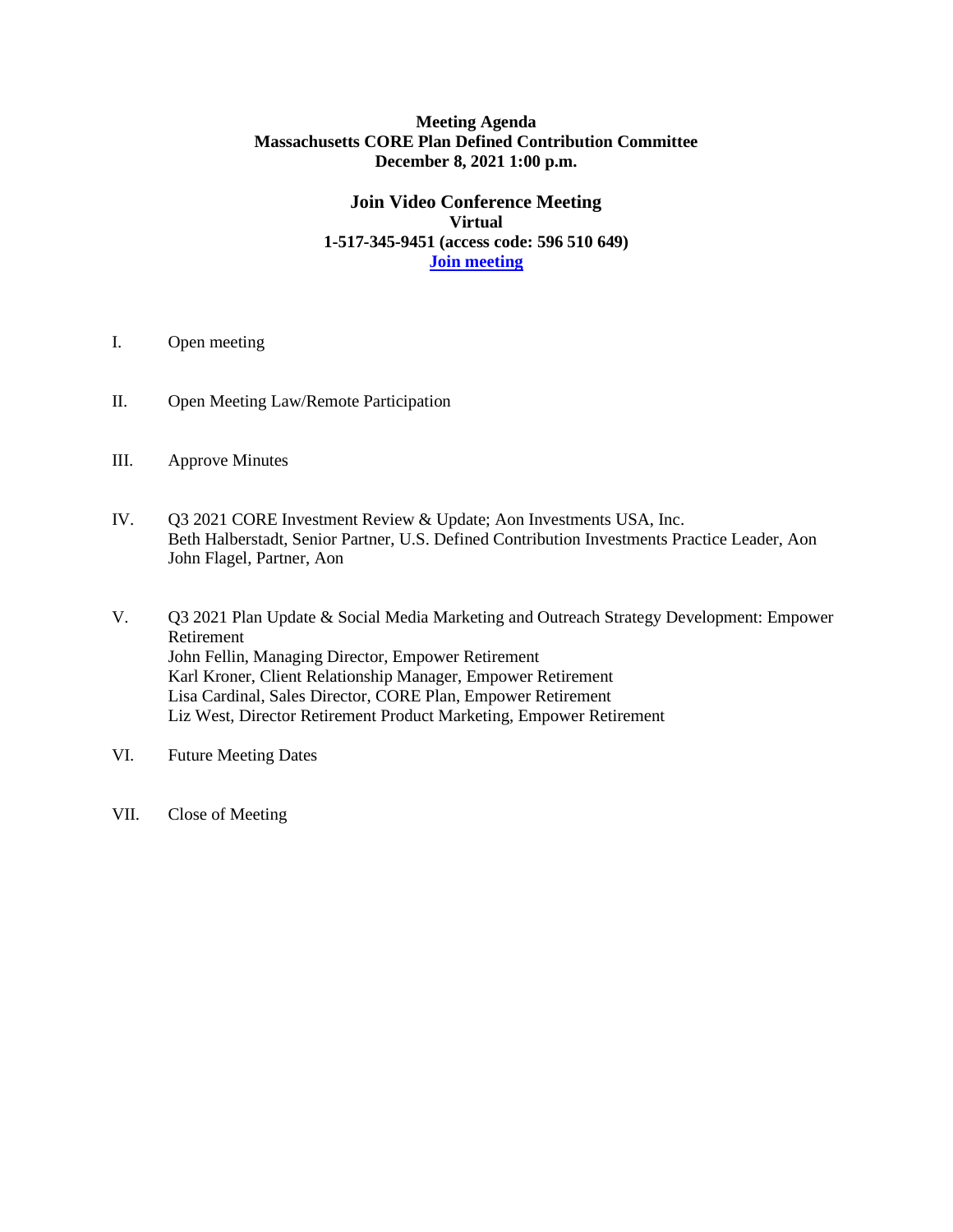**Meeting Agenda**
**Massachusetts CORE Plan Defined Contribution Committee**
**December 8, 2021 1:00 p.m.**

**Join Video Conference Meeting**
**Virtual**
**1-517-345-9451 (access code: 596 510 649)**
**[Join meeting]**

I. Open meeting

II. Open Meeting Law/Remote Participation

III. Approve Minutes

IV. Q3 2021 CORE Investment Review & Update; Aon Investments USA, Inc.
Beth Halberstadt, Senior Partner, U.S. Defined Contribution Investments Practice Leader, Aon
John Flagel, Partner, Aon

V. Q3 2021 Plan Update & Social Media Marketing and Outreach Strategy Development: Empower Retirement
John Fellin, Managing Director, Empower Retirement
Karl Kroner, Client Relationship Manager, Empower Retirement
Lisa Cardinal, Sales Director, CORE Plan, Empower Retirement
Liz West, Director Retirement Product Marketing, Empower Retirement

VI. Future Meeting Dates

VII. Close of Meeting